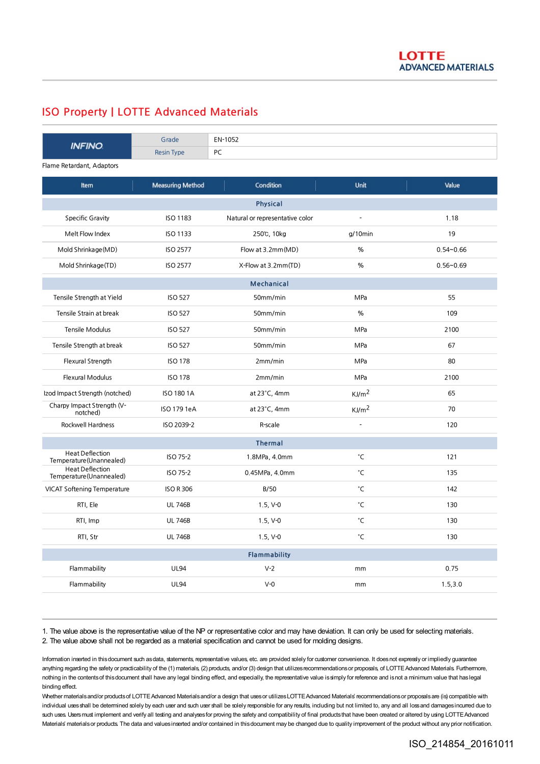LOTTE ADVANCED MATERIALS

# ISO Property | LOTTE Advanced Materials

| INFINO | Grade | EN-1052 |
|---|---|---|
| | Resin Type | PC |

Flame Retardant, Adaptors

| Item | Measuring Method | Condition | Unit | Value |
|---|---|---|---|---|
| **Physical** | | | | |
| Specific Gravity | ISO 1183 | Natural or representative color | - | 1.18 |
| Melt Flow Index | ISO 1133 | 250℃, 10kg | g/10min | 19 |
| Mold Shrinkage(MD) | ISO 2577 | Flow at 3.2mm(MD) | % | 0.54~0.66 |
| Mold Shrinkage(TD) | ISO 2577 | X-Flow at 3.2mm(TD) | % | 0.56~0.69 |
| **Mechanical** | | | | |
| Tensile Strength at Yield | ISO 527 | 50mm/min | MPa | 55 |
| Tensile Strain at break | ISO 527 | 50mm/min | % | 109 |
| Tensile Modulus | ISO 527 | 50mm/min | MPa | 2100 |
| Tensile Strength at break | ISO 527 | 50mm/min | MPa | 67 |
| Flexural Strength | ISO 178 | 2mm/min | MPa | 80 |
| Flexural Modulus | ISO 178 | 2mm/min | MPa | 2100 |
| Izod Impact Strength (notched) | ISO 180 1A | at 23°C, 4mm | $KJ/m^2$ | 65 |
| Charpy Impact Strength (V-notched) | ISO 179 1eA | at 23°C, 4mm | $KJ/m^2$ | 70 |
| Rockwell Hardness | ISO 2039-2 | R-scale | - | 120 |
| **Thermal** | | | | |
| Heat Deflection Temperature(Unannealed) | ISO 75-2 | 1.8MPa, 4.0mm | °C | 121 |
| Heat Deflection Temperature(Unannealed) | ISO 75-2 | 0.45MPa, 4.0mm | °C | 135 |
| VICAT Softening Temperature | ISO R 306 | B/50 | °C | 142 |
| RTI, Ele | UL 746B | 1.5, V-0 | °C | 130 |
| RTI, Imp | UL 746B | 1.5, V-0 | °C | 130 |
| RTI, Str | UL 746B | 1.5, V-0 | °C | 130 |
| **Flammability** | | | | |
| Flammability | UL94 | V-2 | mm | 0.75 |
| Flammability | UL94 | V-0 | mm | 1.5,3.0 |

1. The value above is the representative value of the NP or representative color and may have deviation. It can only be used for selecting materials.
2. The value above shall not be regarded as a material specification and cannot be used for molding designs.

Information inserted in this document such as data, statements, representative values, etc. are provided solely for customer convenience. It does not expressly or impliedly guarantee anything regarding the safety or practicability of the (1) materials, (2) products, and/or (3) design that utilizes recommendations or proposals, of LOTTE Advanced Materials. Furthermore, nothing in the contents of this document shall have any legal binding effect, and especially, the representative value is simply for reference and is not a minimum value that has legal binding effect.
Whether materials and/or products of LOTTE Advanced Materials and/or a design that uses or utilizes LOTTE Advanced Materials' recommendations or proposals are (is) compatible with individual uses shall be determined solely by each user and such user shall be solely responsible for any results, including but not limited to, any and all loss and damages incurred due to such uses. Users must implement and verify all testing and analyses for proving the safety and compatibility of final products that have been created or altered by using LOTTE Advanced Materials' materials or products. The data and values inserted and/or contained in this document may be changed due to quality improvement of the product without any prior notification.

ISO_214854_20161011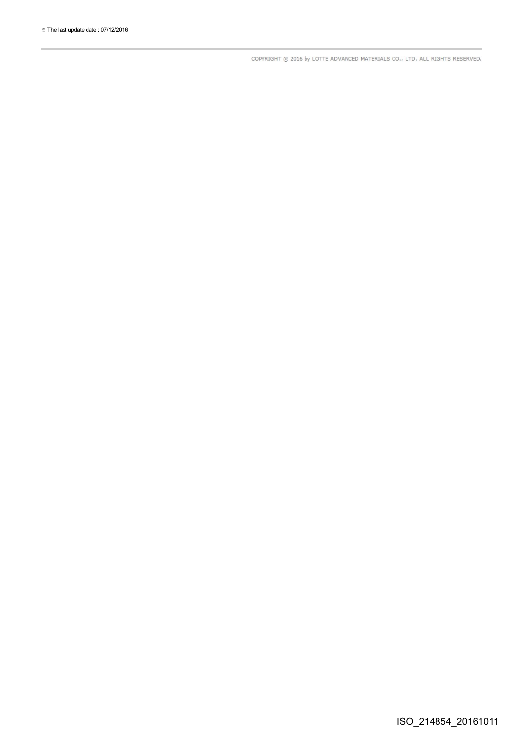※ The last update date : 07/12/2016

COPYRIGHT ⓒ 2016 by LOTTE ADVANCED MATERIALS CO., LTD. ALL RIGHTS RESERVED.

ISO_214854_20161011